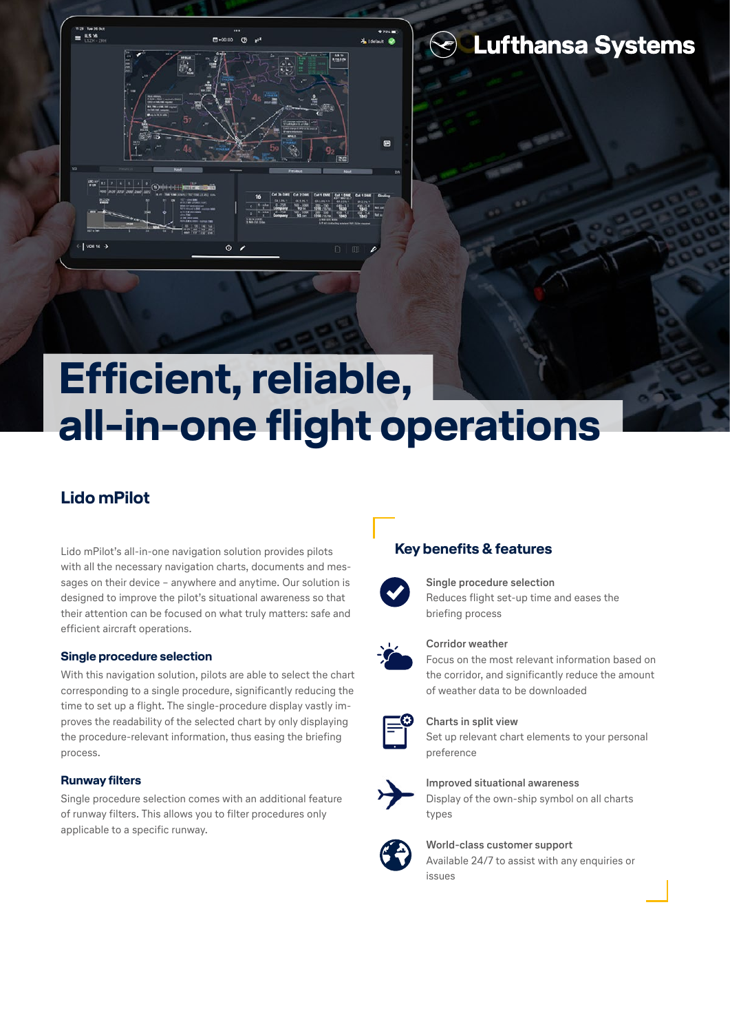Lufthansa Systems

# Efficient, reliable, all-in-one flight operations

## Lido mPilot

Lido mPilot's all-in-one navigation solution provides pilots with all the necessary navigation charts, documents and messages on their device – anywhere and anytime. Our solution is designed to improve the pilot's situational awareness so that their attention can be focused on what truly matters: safe and efficient aircraft operations.

### Single procedure selection

With this navigation solution, pilots are able to select the chart corresponding to a single procedure, significantly reducing the time to set up a flight. The single-procedure display vastly improves the readability of the selected chart by only displaying the procedure-relevant information, thus easing the briefing process.

### Runway filters

Single procedure selection comes with an additional feature of runway filters. This allows you to filter procedures only applicable to a specific runway.

### Key benefits & features

**Single procedure selection**
Reduces flight set-up time and eases the briefing process

**Corridor weather**
Focus on the most relevant information based on the corridor, and significantly reduce the amount of weather data to be downloaded

**Charts in split view**
Set up relevant chart elements to your personal preference

**Improved situational awareness**
Display of the own-ship symbol on all charts types

**World-class customer support**
Available 24/7 to assist with any enquiries or issues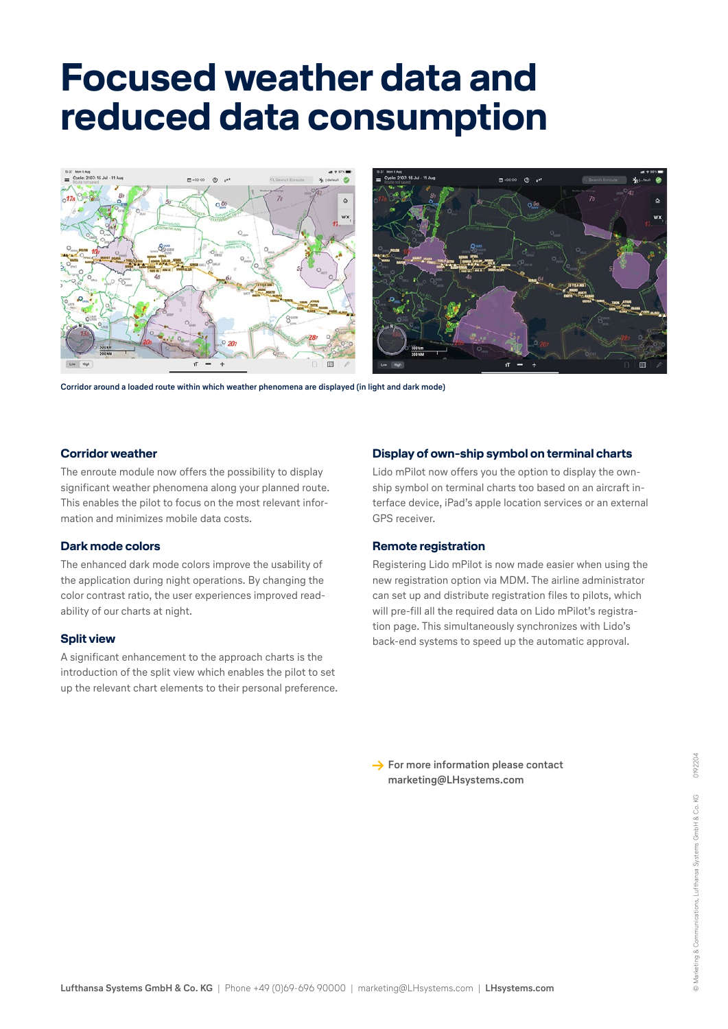# Focused weather data and reduced data consumption

Corridor around a loaded route within which weather phenomena are displayed (in light and dark mode)

### Corridor weather

The enroute module now offers the possibility to display significant weather phenomena along your planned route. This enables the pilot to focus on the most relevant information and minimizes mobile data costs.

### Dark mode colors

The enhanced dark mode colors improve the usability of the application during night operations. By changing the color contrast ratio, the user experiences improved readability of our charts at night.

### Split view

A significant enhancement to the approach charts is the introduction of the split view which enables the pilot to set up the relevant chart elements to their personal preference.

### Display of own-ship symbol on terminal charts

Lido mPilot now offers you the option to display the own-ship symbol on terminal charts too based on an aircraft interface device, iPad's apple location services or an external GPS receiver.

### Remote registration

Registering Lido mPilot is now made easier when using the new registration option via MDM. The airline administrator can set up and distribute registration files to pilots, which will pre-fill all the required data on Lido mPilot's registration page. This simultaneously synchronizes with Lido's back-end systems to speed up the automatic approval.

→ **For more information please contact marketing@LHsystems.com**

**Lufthansa Systems GmbH & Co. KG** | Phone +49 (0)69-696 90000 | marketing@LHsystems.com | **LHsystems.com**

© Marketing & Communications, Lufthansa Systems GmbH & Co. KG 092204